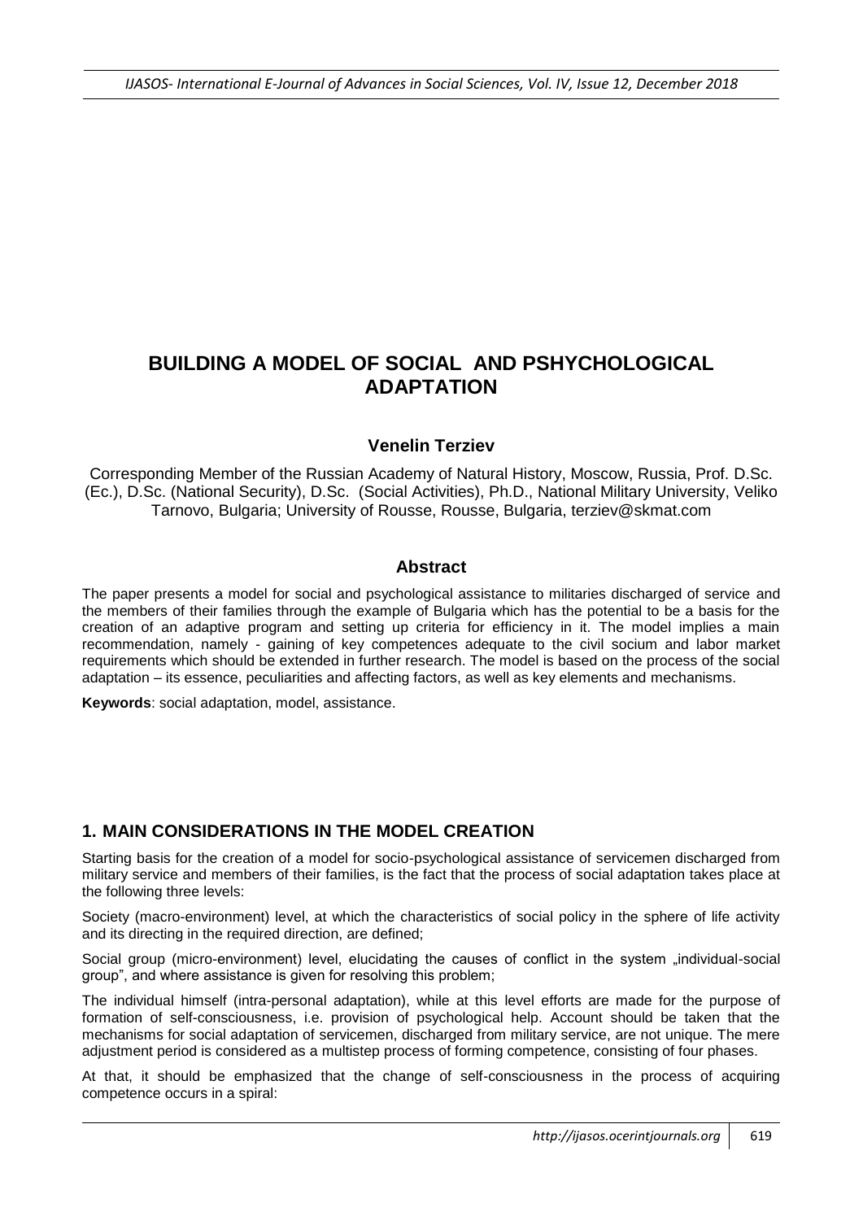# BUILDING A MODEL OF SOCIAL AND PSHYCHOLOGICAL ADAPTATION

### Venelin Terziev

Corresponding Member of the Russian Academy of Natural History, Moscow, Russia, Prof. D.Sc. (Ec.), D.Sc. (National Security), D.Sc. (Social Activities), Ph.D., National Military University, Veliko Tarnovo, Bulgaria; University of Rousse, Rousse, Bulgaria, terziev@skmat.com

### Abstract

The paper presents a model for social and psychological assistance to militaries discharged of service and the members of their families through the example of Bulgaria which has the potential to be a basis for the creation of an adaptive program and setting up criteria for efficiency in it. The model implies a main recommendation, namely - gaining of key competences adequate to the civil socium and labor market requirements which should be extended in further research. The model is based on the process of the social adaptation – its essence, peculiarities and affecting factors, as well as key elements and mechanisms.

**Keywords**: social adaptation, model, assistance.

## 1. MAIN CONSIDERATIONS IN THE MODEL CREATION

Starting basis for the creation of a model for socio-psychological assistance of servicemen discharged from military service and members of their families, is the fact that the process of social adaptation takes place at the following three levels:

Society (macro-environment) level, at which the characteristics of social policy in the sphere of life activity and its directing in the required direction, are defined;

Social group (micro-environment) level, elucidating the causes of conflict in the system „individual-social group", and where assistance is given for resolving this problem;

The individual himself (intra-personal adaptation), while at this level efforts are made for the purpose of formation of self-consciousness, i.e. provision of psychological help. Account should be taken that the mechanisms for social adaptation of servicemen, discharged from military service, are not unique. The mere adjustment period is considered as a multistep process of forming competence, consisting of four phases.

At that, it should be emphasized that the change of self-consciousness in the process of acquiring competence occurs in a spiral: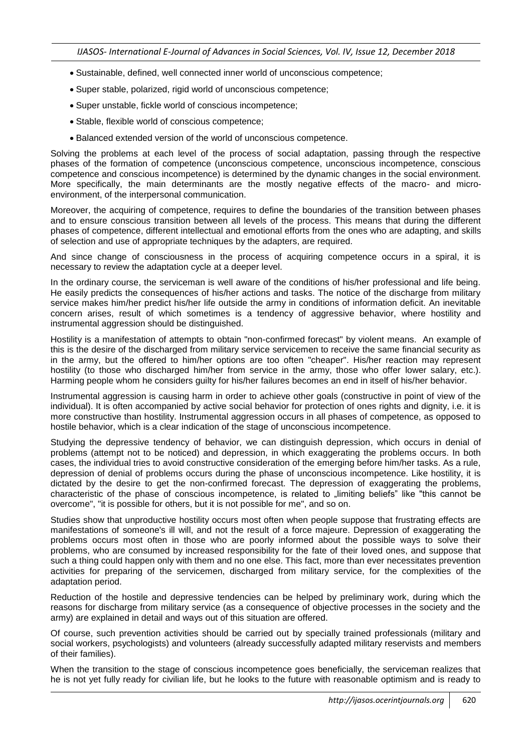- Sustainable, defined, well connected inner world of unconscious competence;
- Super stable, polarized, rigid world of unconscious competence;
- Super unstable, fickle world of conscious incompetence;
- Stable, flexible world of conscious competence;
- Balanced extended version of the world of unconscious competence.

Solving the problems at each level of the process of social adaptation, passing through the respective phases of the formation of competence (unconscious competence, unconscious incompetence, conscious competence and conscious incompetence) is determined by the dynamic changes in the social environment. More specifically, the main determinants are the mostly negative effects of the macro- and micro-environment, of the interpersonal communication.

Moreover, the acquiring of competence, requires to define the boundaries of the transition between phases and to ensure conscious transition between all levels of the process. This means that during the different phases of competence, different intellectual and emotional efforts from the ones who are adapting, and skills of selection and use of appropriate techniques by the adapters, are required.

And since change of consciousness in the process of acquiring competence occurs in a spiral, it is necessary to review the adaptation cycle at a deeper level.

In the ordinary course, the serviceman is well aware of the conditions of his/her professional and life being. He easily predicts the consequences of his/her actions and tasks. The notice of the discharge from military service makes him/her predict his/her life outside the army in conditions of information deficit. An inevitable concern arises, result of which sometimes is a tendency of aggressive behavior, where hostility and instrumental aggression should be distinguished.

Hostility is a manifestation of attempts to obtain "non-confirmed forecast" by violent means. An example of this is the desire of the discharged from military service servicemen to receive the same financial security as in the army, but the offered to him/her options are too often "cheaper". His/her reaction may represent hostility (to those who discharged him/her from service in the army, those who offer lower salary, etc.). Harming people whom he considers guilty for his/her failures becomes an end in itself of his/her behavior.

Instrumental aggression is causing harm in order to achieve other goals (constructive in point of view of the individual). It is often accompanied by active social behavior for protection of ones rights and dignity, i.e. it is more constructive than hostility. Instrumental aggression occurs in all phases of competence, as opposed to hostile behavior, which is a clear indication of the stage of unconscious incompetence.

Studying the depressive tendency of behavior, we can distinguish depression, which occurs in denial of problems (attempt not to be noticed) and depression, in which exaggerating the problems occurs. In both cases, the individual tries to avoid constructive consideration of the emerging before him/her tasks. As a rule, depression of denial of problems occurs during the phase of unconscious incompetence. Like hostility, it is dictated by the desire to get the non-confirmed forecast. The depression of exaggerating the problems, characteristic of the phase of conscious incompetence, is related to „limiting beliefs" like "this cannot be overcome", "it is possible for others, but it is not possible for me", and so on.

Studies show that unproductive hostility occurs most often when people suppose that frustrating effects are manifestations of someone's ill will, and not the result of a force majeure. Depression of exaggerating the problems occurs most often in those who are poorly informed about the possible ways to solve their problems, who are consumed by increased responsibility for the fate of their loved ones, and suppose that such a thing could happen only with them and no one else. This fact, more than ever necessitates prevention activities for preparing of the servicemen, discharged from military service, for the complexities of the adaptation period.

Reduction of the hostile and depressive tendencies can be helped by preliminary work, during which the reasons for discharge from military service (as a consequence of objective processes in the society and the army) are explained in detail and ways out of this situation are offered.

Of course, such prevention activities should be carried out by specially trained professionals (military and social workers, psychologists) and volunteers (already successfully adapted military reservists and members of their families).

When the transition to the stage of conscious incompetence goes beneficially, the serviceman realizes that he is not yet fully ready for civilian life, but he looks to the future with reasonable optimism and is ready to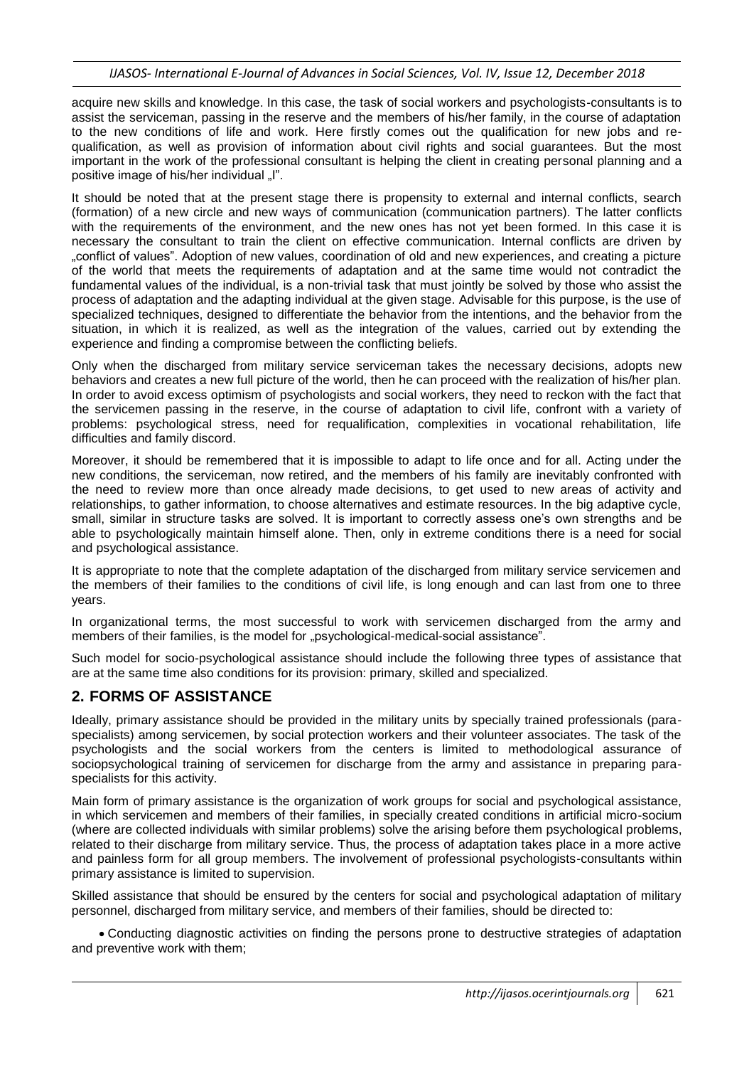acquire new skills and knowledge. In this case, the task of social workers and psychologists-consultants is to assist the serviceman, passing in the reserve and the members of his/her family, in the course of adaptation to the new conditions of life and work. Here firstly comes out the qualification for new jobs and re-qualification, as well as provision of information about civil rights and social guarantees. But the most important in the work of the professional consultant is helping the client in creating personal planning and a positive image of his/her individual „I".

It should be noted that at the present stage there is propensity to external and internal conflicts, search (formation) of a new circle and new ways of communication (communication partners). The latter conflicts with the requirements of the environment, and the new ones has not yet been formed. In this case it is necessary the consultant to train the client on effective communication. Internal conflicts are driven by „conflict of values". Adoption of new values, coordination of old and new experiences, and creating a picture of the world that meets the requirements of adaptation and at the same time would not contradict the fundamental values of the individual, is a non-trivial task that must jointly be solved by those who assist the process of adaptation and the adapting individual at the given stage. Advisable for this purpose, is the use of specialized techniques, designed to differentiate the behavior from the intentions, and the behavior from the situation, in which it is realized, as well as the integration of the values, carried out by extending the experience and finding a compromise between the conflicting beliefs.

Only when the discharged from military service serviceman takes the necessary decisions, adopts new behaviors and creates a new full picture of the world, then he can proceed with the realization of his/her plan. In order to avoid excess optimism of psychologists and social workers, they need to reckon with the fact that the servicemen passing in the reserve, in the course of adaptation to civil life, confront with a variety of problems: psychological stress, need for requalification, complexities in vocational rehabilitation, life difficulties and family discord.

Moreover, it should be remembered that it is impossible to adapt to life once and for all. Acting under the new conditions, the serviceman, now retired, and the members of his family are inevitably confronted with the need to review more than once already made decisions, to get used to new areas of activity and relationships, to gather information, to choose alternatives and estimate resources. In the big adaptive cycle, small, similar in structure tasks are solved. It is important to correctly assess one's own strengths and be able to psychologically maintain himself alone. Then, only in extreme conditions there is a need for social and psychological assistance.

It is appropriate to note that the complete adaptation of the discharged from military service servicemen and the members of their families to the conditions of civil life, is long enough and can last from one to three years.

In organizational terms, the most successful to work with servicemen discharged from the army and members of their families, is the model for „psychological-medical-social assistance".

Such model for socio-psychological assistance should include the following three types of assistance that are at the same time also conditions for its provision: primary, skilled and specialized.

## 2. FORMS OF ASSISTANCE

Ideally, primary assistance should be provided in the military units by specially trained professionals (para-specialists) among servicemen, by social protection workers and their volunteer associates. The task of the psychologists and the social workers from the centers is limited to methodological assurance of sociopsychological training of servicemen for discharge from the army and assistance in preparing para-specialists for this activity.

Main form of primary assistance is the organization of work groups for social and psychological assistance, in which servicemen and members of their families, in specially created conditions in artificial micro-socium (where are collected individuals with similar problems) solve the arising before them psychological problems, related to their discharge from military service. Thus, the process of adaptation takes place in a more active and painless form for all group members. The involvement of professional psychologists-consultants within primary assistance is limited to supervision.

Skilled assistance that should be ensured by the centers for social and psychological adaptation of military personnel, discharged from military service, and members of their families, should be directed to:

- Conducting diagnostic activities on finding the persons prone to destructive strategies of adaptation and preventive work with them;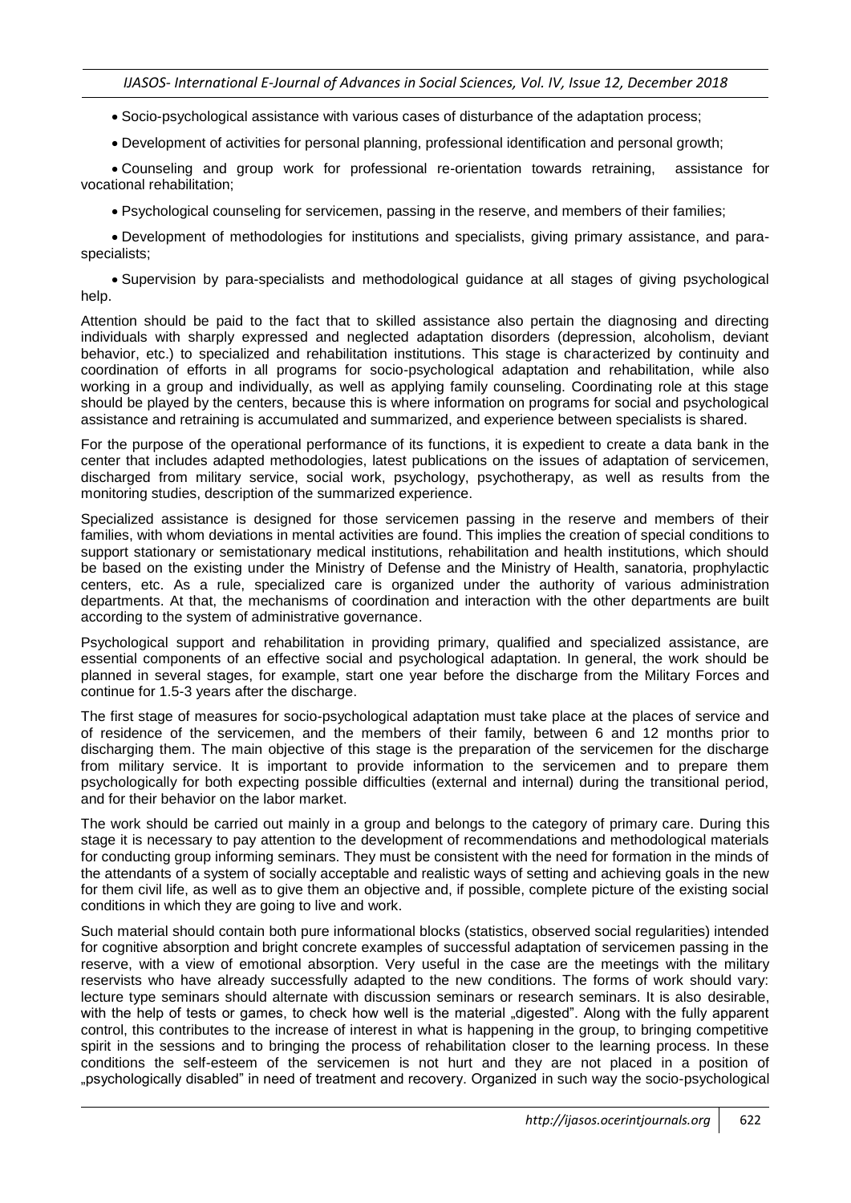- Socio-psychological assistance with various cases of disturbance of the adaptation process;
- Development of activities for personal planning, professional identification and personal growth;
- Counseling and group work for professional re-orientation towards retraining, assistance for vocational rehabilitation;
- Psychological counseling for servicemen, passing in the reserve, and members of their families;
- Development of methodologies for institutions and specialists, giving primary assistance, and para-specialists;
- Supervision by para-specialists and methodological guidance at all stages of giving psychological help.

Attention should be paid to the fact that to skilled assistance also pertain the diagnosing and directing individuals with sharply expressed and neglected adaptation disorders (depression, alcoholism, deviant behavior, etc.) to specialized and rehabilitation institutions. This stage is characterized by continuity and coordination of efforts in all programs for socio-psychological adaptation and rehabilitation, while also working in a group and individually, as well as applying family counseling. Coordinating role at this stage should be played by the centers, because this is where information on programs for social and psychological assistance and retraining is accumulated and summarized, and experience between specialists is shared.

For the purpose of the operational performance of its functions, it is expedient to create a data bank in the center that includes adapted methodologies, latest publications on the issues of adaptation of servicemen, discharged from military service, social work, psychology, psychotherapy, as well as results from the monitoring studies, description of the summarized experience.

Specialized assistance is designed for those servicemen passing in the reserve and members of their families, with whom deviations in mental activities are found. This implies the creation of special conditions to support stationary or semistationary medical institutions, rehabilitation and health institutions, which should be based on the existing under the Ministry of Defense and the Ministry of Health, sanatoria, prophylactic centers, etc. As a rule, specialized care is organized under the authority of various administration departments. At that, the mechanisms of coordination and interaction with the other departments are built according to the system of administrative governance.

Psychological support and rehabilitation in providing primary, qualified and specialized assistance, are essential components of an effective social and psychological adaptation. In general, the work should be planned in several stages, for example, start one year before the discharge from the Military Forces and continue for 1.5-3 years after the discharge.

The first stage of measures for socio-psychological adaptation must take place at the places of service and of residence of the servicemen, and the members of their family, between 6 and 12 months prior to discharging them. The main objective of this stage is the preparation of the servicemen for the discharge from military service. It is important to provide information to the servicemen and to prepare them psychologically for both expecting possible difficulties (external and internal) during the transitional period, and for their behavior on the labor market.

The work should be carried out mainly in a group and belongs to the category of primary care. During this stage it is necessary to pay attention to the development of recommendations and methodological materials for conducting group informing seminars. They must be consistent with the need for formation in the minds of the attendants of a system of socially acceptable and realistic ways of setting and achieving goals in the new for them civil life, as well as to give them an objective and, if possible, complete picture of the existing social conditions in which they are going to live and work.

Such material should contain both pure informational blocks (statistics, observed social regularities) intended for cognitive absorption and bright concrete examples of successful adaptation of servicemen passing in the reserve, with a view of emotional absorption. Very useful in the case are the meetings with the military reservists who have already successfully adapted to the new conditions. The forms of work should vary: lecture type seminars should alternate with discussion seminars or research seminars. It is also desirable, with the help of tests or games, to check how well is the material „digested". Along with the fully apparent control, this contributes to the increase of interest in what is happening in the group, to bringing competitive spirit in the sessions and to bringing the process of rehabilitation closer to the learning process. In these conditions the self-esteem of the servicemen is not hurt and they are not placed in a position of „psychologically disabled" in need of treatment and recovery. Organized in such way the socio-psychological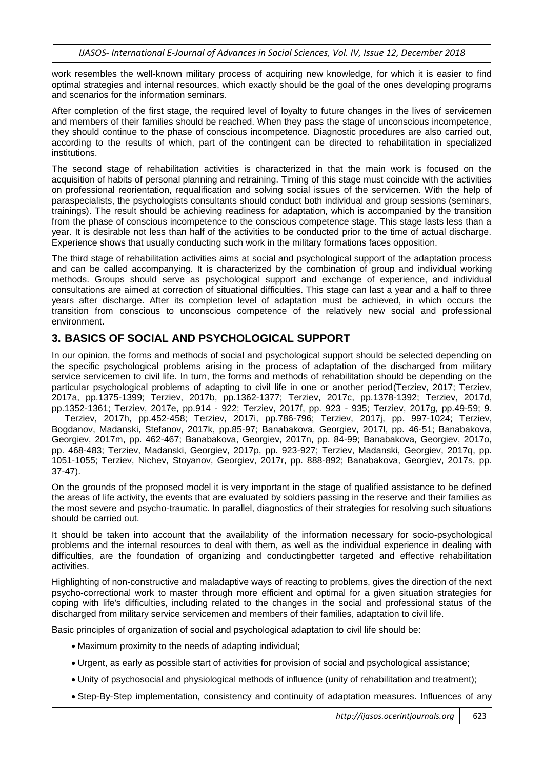work resembles the well-known military process of acquiring new knowledge, for which it is easier to find optimal strategies and internal resources, which exactly should be the goal of the ones developing programs and scenarios for the information seminars.

After completion of the first stage, the required level of loyalty to future changes in the lives of servicemen and members of their families should be reached. When they pass the stage of unconscious incompetence, they should continue to the phase of conscious incompetence. Diagnostic procedures are also carried out, according to the results of which, part of the contingent can be directed to rehabilitation in specialized institutions.

The second stage of rehabilitation activities is characterized in that the main work is focused on the acquisition of habits of personal planning and retraining. Timing of this stage must coincide with the activities on professional reorientation, requalification and solving social issues of the servicemen. With the help of paraspecialists, the psychologists consultants should conduct both individual and group sessions (seminars, trainings). The result should be achieving readiness for adaptation, which is accompanied by the transition from the phase of conscious incompetence to the conscious competence stage. This stage lasts less than a year. It is desirable not less than half of the activities to be conducted prior to the time of actual discharge. Experience shows that usually conducting such work in the military formations faces opposition.

The third stage of rehabilitation activities aims at social and psychological support of the adaptation process and can be called accompanying. It is characterized by the combination of group and individual working methods. Groups should serve as psychological support and exchange of experience, and individual consultations are aimed at correction of situational difficulties. This stage can last a year and a half to three years after discharge. After its completion level of adaptation must be achieved, in which occurs the transition from conscious to unconscious competence of the relatively new social and professional environment.

## 3. BASICS OF SOCIAL AND PSYCHOLOGICAL SUPPORT

In our opinion, the forms and methods of social and psychological support should be selected depending on the specific psychological problems arising in the process of adaptation of the discharged from military service servicemen to civil life. In turn, the forms and methods of rehabilitation should be depending on the particular psychological problems of adapting to civil life in one or another period(Terziev, 2017; Terziev, 2017a, pp.1375-1399; Terziev, 2017b, pp.1362-1377; Terziev, 2017c, pp.1378-1392; Terziev, 2017d, pp.1352-1361; Terziev, 2017e, pp.914 - 922; Terziev, 2017f, pp. 923 - 935; Terziev, 2017g, pp.49-59; 9. Terziev, 2017h, pp.452-458; Terziev, 2017i, pp.786-796; Terziev, 2017j, pp. 997-1024; Terziev, Bogdanov, Madanski, Stefanov, 2017k, pp.85-97; Banabakova, Georgiev, 2017l, pp. 46-51; Banabakova, Georgiev, 2017m, pp. 462-467; Banabakova, Georgiev, 2017n, pp. 84-99; Banabakova, Georgiev, 2017o, pp. 468-483; Terziev, Madanski, Georgiev, 2017p, pp. 923-927; Terziev, Madanski, Georgiev, 2017q, pp. 1051-1055; Terziev, Nichev, Stoyanov, Georgiev, 2017r, pp. 888-892; Banabakova, Georgiev, 2017s, pp. 37-47).

On the grounds of the proposed model it is very important in the stage of qualified assistance to be defined the areas of life activity, the events that are evaluated by soldiers passing in the reserve and their families as the most severe and psycho-traumatic. In parallel, diagnostics of their strategies for resolving such situations should be carried out.

It should be taken into account that the availability of the information necessary for socio-psychological problems and the internal resources to deal with them, as well as the individual experience in dealing with difficulties, are the foundation of organizing and conductingbetter targeted and effective rehabilitation activities.

Highlighting of non-constructive and maladaptive ways of reacting to problems, gives the direction of the next psycho-correctional work to master through more efficient and optimal for a given situation strategies for coping with life's difficulties, including related to the changes in the social and professional status of the discharged from military service servicemen and members of their families, adaptation to civil life.

Basic principles of organization of social and psychological adaptation to civil life should be:

- Maximum proximity to the needs of adapting individual;
- Urgent, as early as possible start of activities for provision of social and psychological assistance;
- Unity of psychosocial and physiological methods of influence (unity of rehabilitation and treatment);
- Step-By-Step implementation, consistency and continuity of adaptation measures. Influences of any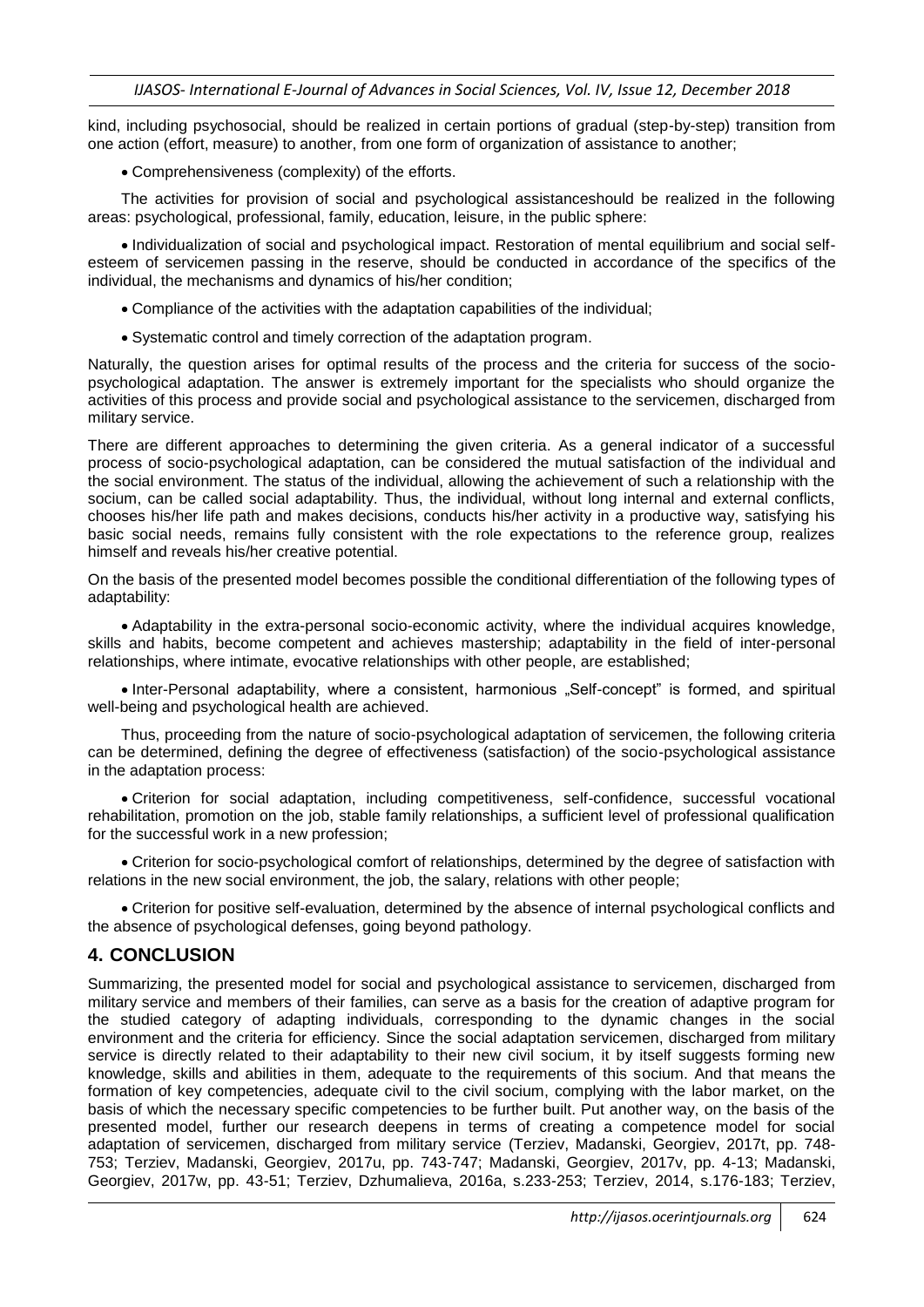kind, including psychosocial, should be realized in certain portions of gradual (step-by-step) transition from one action (effort, measure) to another, from one form of organization of assistance to another;

- Comprehensiveness (complexity) of the efforts.

The activities for provision of social and psychological assistanceshould be realized in the following areas: psychological, professional, family, education, leisure, in the public sphere:

- Individualization of social and psychological impact. Restoration of mental equilibrium and social self-esteem of servicemen passing in the reserve, should be conducted in accordance of the specifics of the individual, the mechanisms and dynamics of his/her condition;
- Compliance of the activities with the adaptation capabilities of the individual;
- Systematic control and timely correction of the adaptation program.

Naturally, the question arises for optimal results of the process and the criteria for success of the socio-psychological adaptation. The answer is extremely important for the specialists who should organize the activities of this process and provide social and psychological assistance to the servicemen, discharged from military service.

There are different approaches to determining the given criteria. As a general indicator of a successful process of socio-psychological adaptation, can be considered the mutual satisfaction of the individual and the social environment. The status of the individual, allowing the achievement of such a relationship with the socium, can be called social adaptability. Thus, the individual, without long internal and external conflicts, chooses his/her life path and makes decisions, conducts his/her activity in a productive way, satisfying his basic social needs, remains fully consistent with the role expectations to the reference group, realizes himself and reveals his/her creative potential.

On the basis of the presented model becomes possible the conditional differentiation of the following types of adaptability:

- Adaptability in the extra-personal socio-economic activity, where the individual acquires knowledge, skills and habits, become competent and achieves mastership; adaptability in the field of inter-personal relationships, where intimate, evocative relationships with other people, are established;
- Inter-Personal adaptability, where a consistent, harmonious „Self-concept" is formed, and spiritual well-being and psychological health are achieved.

Thus, proceeding from the nature of socio-psychological adaptation of servicemen, the following criteria can be determined, defining the degree of effectiveness (satisfaction) of the socio-psychological assistance in the adaptation process:

- Criterion for social adaptation, including competitiveness, self-confidence, successful vocational rehabilitation, promotion on the job, stable family relationships, a sufficient level of professional qualification for the successful work in a new profession;
- Criterion for socio-psychological comfort of relationships, determined by the degree of satisfaction with relations in the new social environment, the job, the salary, relations with other people;
- Criterion for positive self-evaluation, determined by the absence of internal psychological conflicts and the absence of psychological defenses, going beyond pathology.

## 4. CONCLUSION

Summarizing, the presented model for social and psychological assistance to servicemen, discharged from military service and members of their families, can serve as a basis for the creation of adaptive program for the studied category of adapting individuals, corresponding to the dynamic changes in the social environment and the criteria for efficiency. Since the social adaptation servicemen, discharged from military service is directly related to their adaptability to their new civil socium, it by itself suggests forming new knowledge, skills and abilities in them, adequate to the requirements of this socium. And that means the formation of key competencies, adequate civil to the civil socium, complying with the labor market, on the basis of which the necessary specific competencies to be further built. Put another way, on the basis of the presented model, further our research deepens in terms of creating a competence model for social adaptation of servicemen, discharged from military service (Terziev, Madanski, Georgiev, 2017t, pp. 748-753; Terziev, Madanski, Georgiev, 2017u, pp. 743-747; Madanski, Georgiev, 2017v, pp. 4-13; Madanski, Georgiev, 2017w, pp. 43-51; Terziev, Dzhumalieva, 2016a, s.233-253; Terziev, 2014, s.176-183; Terziev,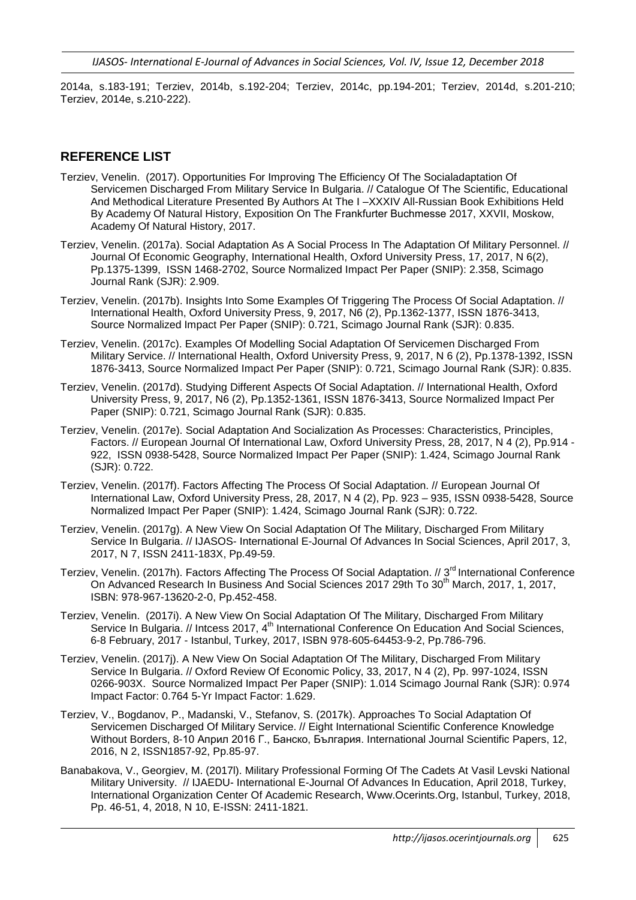2014a, s.183-191; Terziev, 2014b, s.192-204; Terziev, 2014c, pp.194-201; Terziev, 2014d, s.201-210; Terziev, 2014e, s.210-222).

## REFERENCE LIST

Terziev, Venelin. (2017). Opportunities For Improving The Efficiency Of The Socialadaptation Of Servicemen Discharged From Military Service In Bulgaria. // Catalogue Of The Scientific, Educational And Methodical Literature Presented By Authors At The I –XXXIV All-Russian Book Exhibitions Held By Academy Of Natural History, Exposition On The Frankfurter Buchmesse 2017, XXVII, Moskow, Academy Of Natural History, 2017.

Terziev, Venelin. (2017a). Social Adaptation As A Social Process In The Adaptation Of Military Personnel. // Journal Of Economic Geography, International Health, Oxford University Press, 17, 2017, N 6(2), Pp.1375-1399, ISSN 1468-2702, Source Normalized Impact Per Paper (SNIP): 2.358, Scimago Journal Rank (SJR): 2.909.

Terziev, Venelin. (2017b). Insights Into Some Examples Of Triggering The Process Of Social Adaptation. // International Health, Oxford University Press, 9, 2017, N6 (2), Pp.1362-1377, ISSN 1876-3413, Source Normalized Impact Per Paper (SNIP): 0.721, Scimago Journal Rank (SJR): 0.835.

Terziev, Venelin. (2017c). Examples Of Modelling Social Adaptation Of Servicemen Discharged From Military Service. // International Health, Oxford University Press, 9, 2017, N 6 (2), Pp.1378-1392, ISSN 1876-3413, Source Normalized Impact Per Paper (SNIP): 0.721, Scimago Journal Rank (SJR): 0.835.

Terziev, Venelin. (2017d). Studying Different Aspects Of Social Adaptation. // International Health, Oxford University Press, 9, 2017, N6 (2), Pp.1352-1361, ISSN 1876-3413, Source Normalized Impact Per Paper (SNIP): 0.721, Scimago Journal Rank (SJR): 0.835.

Terziev, Venelin. (2017e). Social Adaptation And Socialization As Processes: Characteristics, Principles, Factors. // European Journal Of International Law, Oxford University Press, 28, 2017, N 4 (2), Pp.914 - 922, ISSN 0938-5428, Source Normalized Impact Per Paper (SNIP): 1.424, Scimago Journal Rank (SJR): 0.722.

Terziev, Venelin. (2017f). Factors Affecting The Process Of Social Adaptation. // European Journal Of International Law, Oxford University Press, 28, 2017, N 4 (2), Pp. 923 – 935, ISSN 0938-5428, Source Normalized Impact Per Paper (SNIP): 1.424, Scimago Journal Rank (SJR): 0.722.

Terziev, Venelin. (2017g). A New View On Social Adaptation Of The Military, Discharged From Military Service In Bulgaria. // IJASOS- International E-Journal Of Advances In Social Sciences, April 2017, 3, 2017, N 7, ISSN 2411-183X, Pp.49-59.

Terziev, Venelin. (2017h). Factors Affecting The Process Of Social Adaptation. // 3rd International Conference On Advanced Research In Business And Social Sciences 2017 29th To 30th March, 2017, 1, 2017, ISBN: 978-967-13620-2-0, Pp.452-458.

Terziev, Venelin. (2017i). A New View On Social Adaptation Of The Military, Discharged From Military Service In Bulgaria. // Intcess 2017, 4th International Conference On Education And Social Sciences, 6-8 February, 2017 - Istanbul, Turkey, 2017, ISBN 978-605-64453-9-2, Pp.786-796.

Terziev, Venelin. (2017j). A New View On Social Adaptation Of The Military, Discharged From Military Service In Bulgaria. // Oxford Review Of Economic Policy, 33, 2017, N 4 (2), Pp. 997-1024, ISSN 0266-903X. Source Normalized Impact Per Paper (SNIP): 1.014 Scimago Journal Rank (SJR): 0.974 Impact Factor: 0.764 5-Yr Impact Factor: 1.629.

Terziev, V., Bogdanov, P., Madanski, V., Stefanov, S. (2017k). Approaches To Social Adaptation Of Servicemen Discharged Of Military Service. // Eight International Scientific Conference Knowledge Without Borders, 8-10 Април 2016 Г., Банско, България. International Journal Scientific Papers, 12, 2016, N 2, ISSN1857-92, Pp.85-97.

Banabakova, V., Georgiev, M. (2017l). Military Professional Forming Of The Cadets At Vasil Levski National Military University. // IJAEDU- International E-Journal Of Advances In Education, April 2018, Turkey, International Organization Center Of Academic Research, Www.Ocerints.Org, Istanbul, Turkey, 2018, Pp. 46-51, 4, 2018, N 10, E-ISSN: 2411-1821.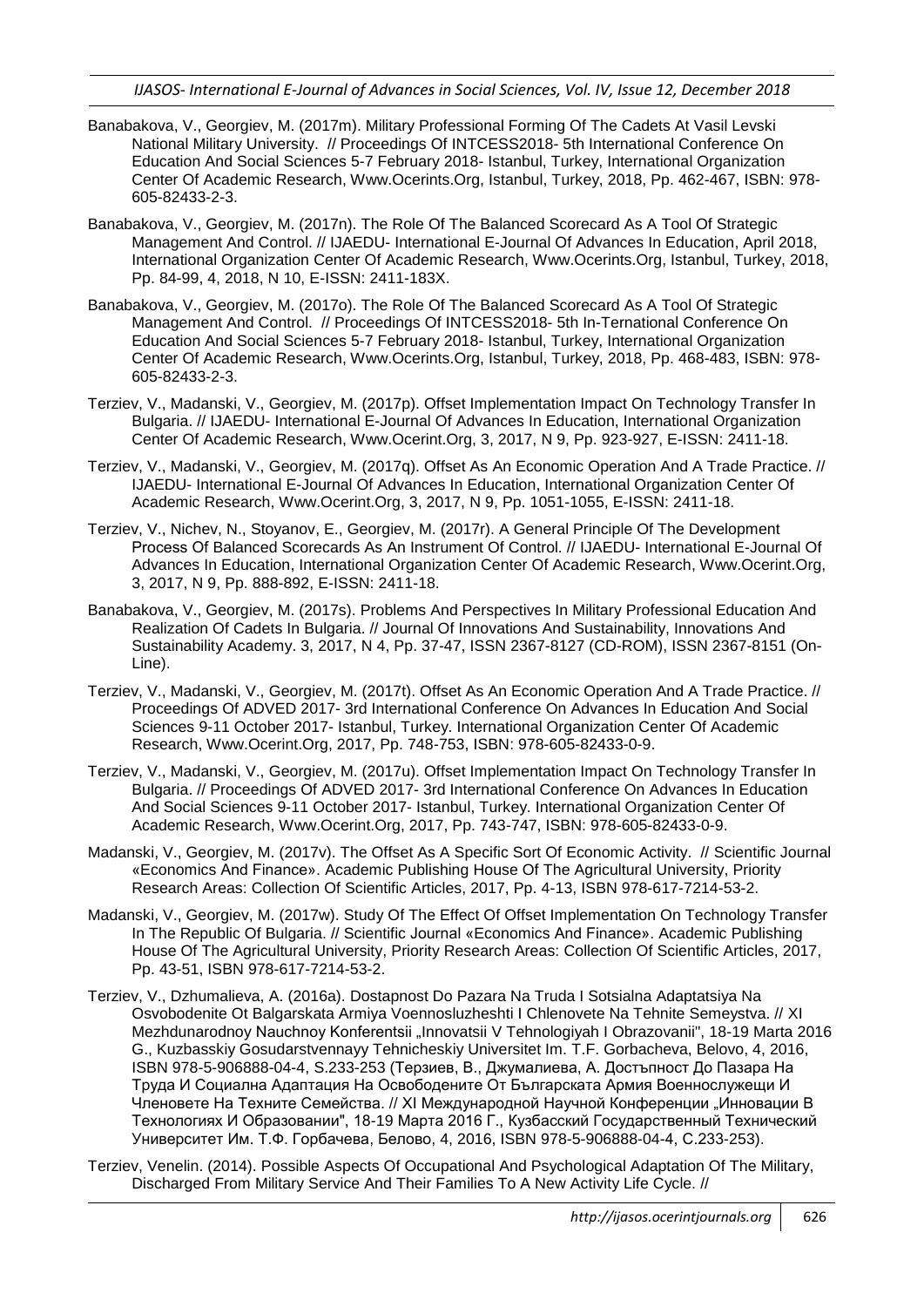Banabakova, V., Georgiev, M. (2017m). Military Professional Forming Of The Cadets At Vasil Levski National Military University. // Proceedings Of INTCESS2018- 5th International Conference On Education And Social Sciences 5-7 February 2018- Istanbul, Turkey, International Organization Center Of Academic Research, Www.Ocerints.Org, Istanbul, Turkey, 2018, Pp. 462-467, ISBN: 978-605-82433-2-3.

Banabakova, V., Georgiev, M. (2017n). The Role Of The Balanced Scorecard As A Tool Of Strategic Management And Control. // IJAEDU- International E-Journal Of Advances In Education, April 2018, International Organization Center Of Academic Research, Www.Ocerints.Org, Istanbul, Turkey, 2018, Pp. 84-99, 4, 2018, N 10, E-ISSN: 2411-183X.

Banabakova, V., Georgiev, M. (2017o). The Role Of The Balanced Scorecard As A Tool Of Strategic Management And Control. // Proceedings Of INTCESS2018- 5th In-Ternational Conference On Education And Social Sciences 5-7 February 2018- Istanbul, Turkey, International Organization Center Of Academic Research, Www.Ocerints.Org, Istanbul, Turkey, 2018, Pp. 468-483, ISBN: 978-605-82433-2-3.

Terziev, V., Madanski, V., Georgiev, M. (2017p). Offset Implementation Impact On Technology Transfer In Bulgaria. // IJAEDU- International E-Journal Of Advances In Education, International Organization Center Of Academic Research, Www.Ocerint.Org, 3, 2017, N 9, Pp. 923-927, E-ISSN: 2411-18.

Terziev, V., Madanski, V., Georgiev, M. (2017q). Offset As An Economic Operation And A Trade Practice. // IJAEDU- International E-Journal Of Advances In Education, International Organization Center Of Academic Research, Www.Ocerint.Org, 3, 2017, N 9, Pp. 1051-1055, E-ISSN: 2411-18.

Terziev, V., Nichev, N., Stoyanov, E., Georgiev, M. (2017r). A General Principle Of The Development Process Of Balanced Scorecards As An Instrument Of Control. // IJAEDU- International E-Journal Of Advances In Education, International Organization Center Of Academic Research, Www.Ocerint.Org, 3, 2017, N 9, Pp. 888-892, E-ISSN: 2411-18.

Banabakova, V., Georgiev, M. (2017s). Problems And Perspectives In Military Professional Education And Realization Of Cadets In Bulgaria. // Journal Of Innovations And Sustainability, Innovations And Sustainability Academy. 3, 2017, N 4, Pp. 37-47, ISSN 2367-8127 (CD-ROM), ISSN 2367-8151 (On-Line).

Terziev, V., Madanski, V., Georgiev, M. (2017t). Offset As An Economic Operation And A Trade Practice. // Proceedings Of ADVED 2017- 3rd International Conference On Advances In Education And Social Sciences 9-11 October 2017- Istanbul, Turkey. International Organization Center Of Academic Research, Www.Ocerint.Org, 2017, Pp. 748-753, ISBN: 978-605-82433-0-9.

Terziev, V., Madanski, V., Georgiev, M. (2017u). Offset Implementation Impact On Technology Transfer In Bulgaria. // Proceedings Of ADVED 2017- 3rd International Conference On Advances In Education And Social Sciences 9-11 October 2017- Istanbul, Turkey. International Organization Center Of Academic Research, Www.Ocerint.Org, 2017, Pp. 743-747, ISBN: 978-605-82433-0-9.

Madanski, V., Georgiev, M. (2017v). The Offset As A Specific Sort Of Economic Activity. // Scientific Journal «Economics And Finance». Academic Publishing House Of The Agricultural University, Priority Research Areas: Collection Of Scientific Articles, 2017, Pp. 4-13, ISBN 978-617-7214-53-2.

Madanski, V., Georgiev, M. (2017w). Study Of The Effect Of Offset Implementation On Technology Transfer In The Republic Of Bulgaria. // Scientific Journal «Economics And Finance». Academic Publishing House Of The Agricultural University, Priority Research Areas: Collection Of Scientific Articles, 2017, Pp. 43-51, ISBN 978-617-7214-53-2.

Terziev, V., Dzhumalieva, A. (2016a). Dostapnost Do Pazara Na Truda I Sotsialna Adaptatsiya Na Osvobodenite Ot Balgarskata Armiya Voennosluzheshti I Chlenovete Na Tehnite Semeystva. // XI Mezhdunarodnoy Nauchnoy Konferentsii „Innovatsii V Tehnologiyah I Obrazovanii", 18-19 Marta 2016 G., Kuzbasskiy Gosudarstvennayy Tehnicheskiy Universitet Im. T.F. Gorbacheva, Belovo, 4, 2016, ISBN 978-5-906888-04-4, S.233-253 (Терзиев, В., Джумалиева, А. Достъпност До Пазара На Труда И Социална Адаптация На Освободените От Българската Армия Военнослужещи И Членовете На Техните Семейства. // XI Международной Научной Конференции „Инновации В Технологиях И Образовании", 18-19 Марта 2016 Г., Кузбасский Государственный Технический Университет Им. Т.Ф. Горбачева, Белово, 4, 2016, ISBN 978-5-906888-04-4, С.233-253).

Terziev, Venelin. (2014). Possible Aspects Of Occupational And Psychological Adaptation Of The Military, Discharged From Military Service And Their Families To A New Activity Life Cycle. //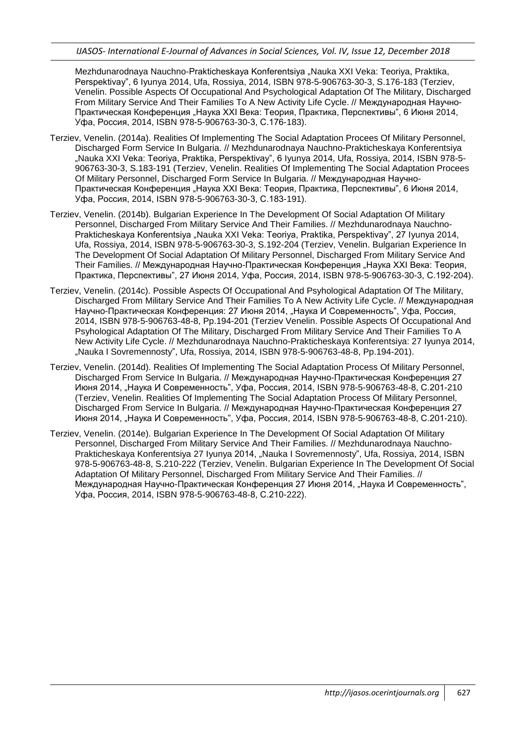Mezhdunarodnaya Nauchno-Prakticheskaya Konferentsiya „Nauka XXI Veka: Teoriya, Praktika, Perspektivay", 6 Iyunya 2014, Ufa, Rossiya, 2014, ISBN 978-5-906763-30-3, S.176-183 (Terziev, Venelin. Possible Aspects Of Occupational And Psychological Adaptation Of The Military, Discharged From Military Service And Their Families To A New Activity Life Cycle. // Международная Научно-Практическая Конференция „Наука XXI Века: Теория, Практика, Перспективы", 6 Июня 2014, Уфа, Россия, 2014, ISBN 978-5-906763-30-3, С.176-183).

Terziev, Venelin. (2014a). Realities Of Implementing The Social Adaptation Procees Of Military Personnel, Discharged Form Service In Bulgaria. // Mezhdunarodnaya Nauchno-Prakticheskaya Konferentsiya „Nauka XXI Veka: Teoriya, Praktika, Perspektivay", 6 Iyunya 2014, Ufa, Rossiya, 2014, ISBN 978-5-906763-30-3, S.183-191 (Terziev, Venelin. Realities Of Implementing The Social Adaptation Procees Of Military Personnel, Discharged Form Service In Bulgaria. // Международная Научно-Практическая Конференция „Наука XXI Века: Теория, Практика, Перспективы", 6 Июня 2014, Уфа, Россия, 2014, ISBN 978-5-906763-30-3, С.183-191).

Terziev, Venelin. (2014b). Bulgarian Experience In The Development Of Social Adaptation Of Military Personnel, Discharged From Military Service And Their Families. // Mezhdunarodnaya Nauchno-Prakticheskaya Konferentsiya „Nauka XXI Veka: Teoriya, Praktika, Perspektivay", 27 Iyunya 2014, Ufa, Rossiya, 2014, ISBN 978-5-906763-30-3, S.192-204 (Terziev, Venelin. Bulgarian Experience In The Development Of Social Adaptation Of Military Personnel, Discharged From Military Service And Their Families. // Международная Научно-Практическая Конференция „Наука XXI Века: Теория, Практика, Перспективы", 27 Июня 2014, Уфа, Россия, 2014, ISBN 978-5-906763-30-3, С.192-204).

Terziev, Venelin. (2014c). Possible Aspects Of Occupational And Psyhological Adaptation Of The Military, Discharged From Military Service And Their Families To A New Activity Life Cycle. // Международная Научно-Практическая Конференция: 27 Июня 2014, „Наука И Современность", Уфа, Россия, 2014, ISBN 978-5-906763-48-8, Pp.194-201 (Terziev Venelin. Possible Aspects Of Occupational And Psyhological Adaptation Of The Military, Discharged From Military Service And Their Families To A New Activity Life Cycle. // Mezhdunarodnaya Nauchno-Prakticheskaya Konferentsiya: 27 Iyunya 2014, „Nauka I Sovremennosty", Ufa, Rossiya, 2014, ISBN 978-5-906763-48-8, Pp.194-201).

Terziev, Venelin. (2014d). Realities Of Implementing The Social Adaptation Process Of Military Personnel, Discharged From Service In Bulgaria. // Международная Научно-Практическая Конференция 27 Июня 2014, „Наука И Современность", Уфа, Россия, 2014, ISBN 978-5-906763-48-8, С.201-210 (Terziev, Venelin. Realities Of Implementing The Social Adaptation Process Of Military Personnel, Discharged From Service In Bulgaria. // Международная Научно-Практическая Конференция 27 Июня 2014, „Наука И Современность", Уфа, Россия, 2014, ISBN 978-5-906763-48-8, С.201-210).

Terziev, Venelin. (2014e). Bulgarian Experience In The Development Of Social Adaptation Of Military Personnel, Discharged From Military Service And Their Families. // Mezhdunarodnaya Nauchno-Prakticheskaya Konferentsiya 27 Iyunya 2014, „Nauka I Sovremennosty", Ufa, Rossiya, 2014, ISBN 978-5-906763-48-8, S.210-222 (Terziev, Venelin. Bulgarian Experience In The Development Of Social Adaptation Of Military Personnel, Discharged From Military Service And Their Families. // Международная Научно-Практическая Конференция 27 Июня 2014, „Наука И Современность", Уфа, Россия, 2014, ISBN 978-5-906763-48-8, С.210-222).